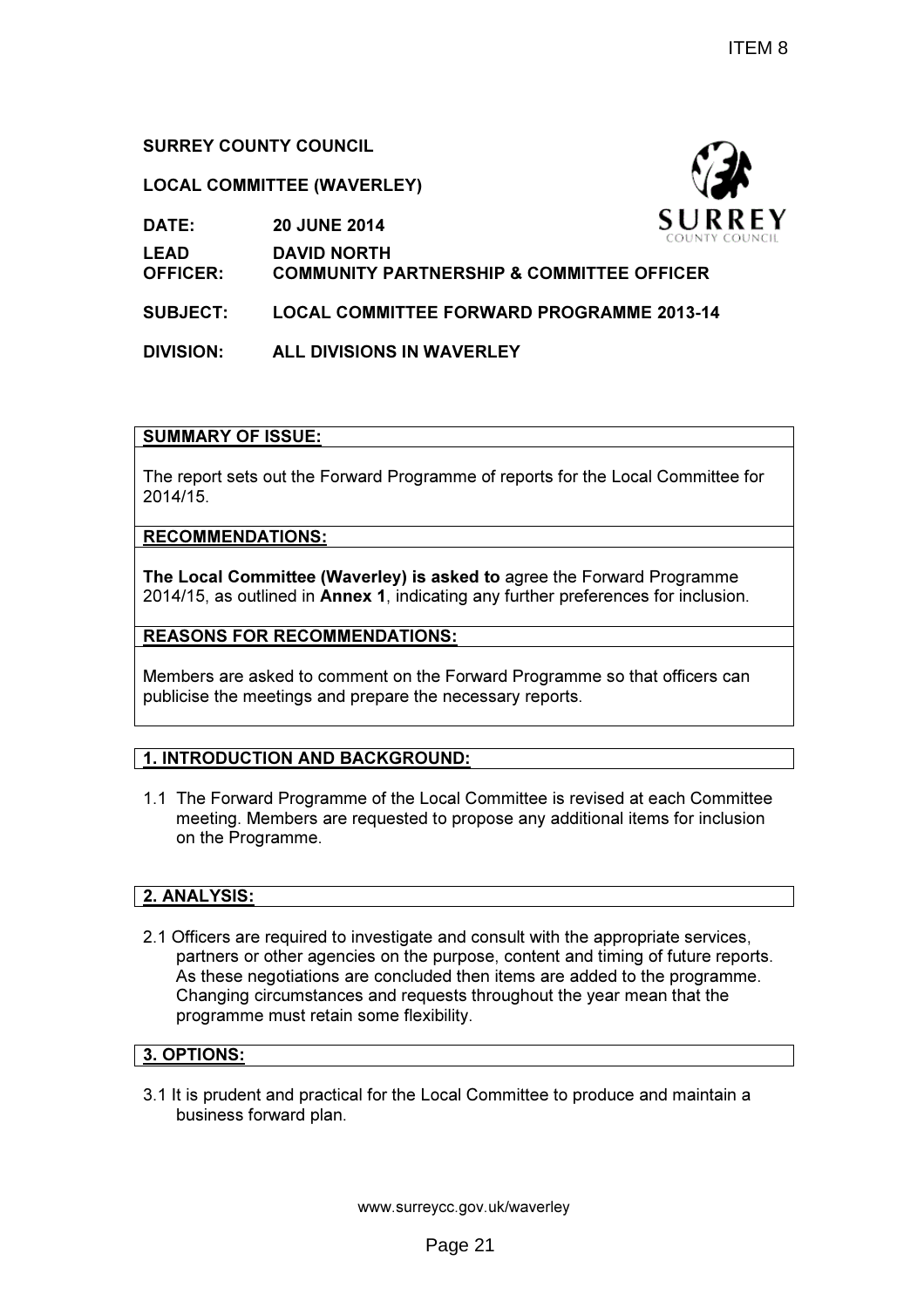ITEM 8

**SURREY COUNTY COUNCIL**

**LOCAL COMMITTEE (WAVERLEY)**

**DATE:** **20 JUNE 2014**

**LEAD OFFICER:** **DAVID NORTH**
**COMMUNITY PARTNERSHIP & COMMITTEE OFFICER**

**SUBJECT:** **LOCAL COMMITTEE FORWARD PROGRAMME 2013-14**

**DIVISION:** **ALL DIVISIONS IN WAVERLEY**

## SUMMARY OF ISSUE:

The report sets out the Forward Programme of reports for the Local Committee for 2014/15.

## RECOMMENDATIONS:

**The Local Committee (Waverley) is asked to** agree the Forward Programme 2014/15, as outlined in **Annex 1**, indicating any further preferences for inclusion.

## REASONS FOR RECOMMENDATIONS:

Members are asked to comment on the Forward Programme so that officers can publicise the meetings and prepare the necessary reports.

## 1. INTRODUCTION AND BACKGROUND:

1.1 The Forward Programme of the Local Committee is revised at each Committee meeting. Members are requested to propose any additional items for inclusion on the Programme.

## 2. ANALYSIS:

2.1 Officers are required to investigate and consult with the appropriate services, partners or other agencies on the purpose, content and timing of future reports. As these negotiations are concluded then items are added to the programme. Changing circumstances and requests throughout the year mean that the programme must retain some flexibility.

## 3. OPTIONS:

3.1 It is prudent and practical for the Local Committee to produce and maintain a business forward plan.

www.surreycc.gov.uk/waverley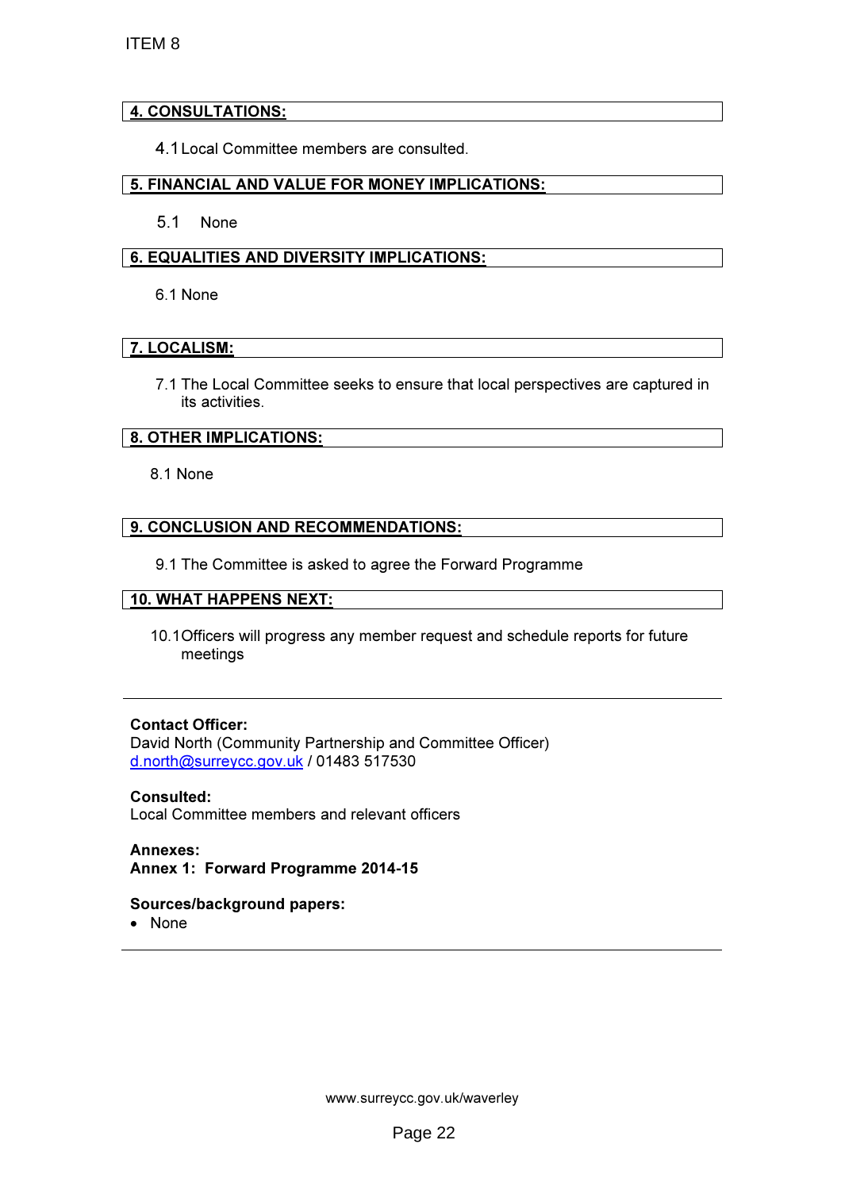## 4. CONSULTATIONS:

4.1 Local Committee members are consulted.

## 5. FINANCIAL AND VALUE FOR MONEY IMPLICATIONS:

5.1 None

## 6. EQUALITIES AND DIVERSITY IMPLICATIONS:

6.1 None

## 7. LOCALISM:

7.1 The Local Committee seeks to ensure that local perspectives are captured in its activities.

## 8. OTHER IMPLICATIONS:

8.1 None

## 9. CONCLUSION AND RECOMMENDATIONS:

9.1 The Committee is asked to agree the Forward Programme

## 10. WHAT HAPPENS NEXT:

10.1 Officers will progress any member request and schedule reports for future meetings

---

**Contact Officer:**
David North (Community Partnership and Committee Officer)
d.north@surreycc.gov.uk / 01483 517530

**Consulted:**
Local Committee members and relevant officers

**Annexes:**
**Annex 1: Forward Programme 2014-15**

**Sources/background papers:**
- None